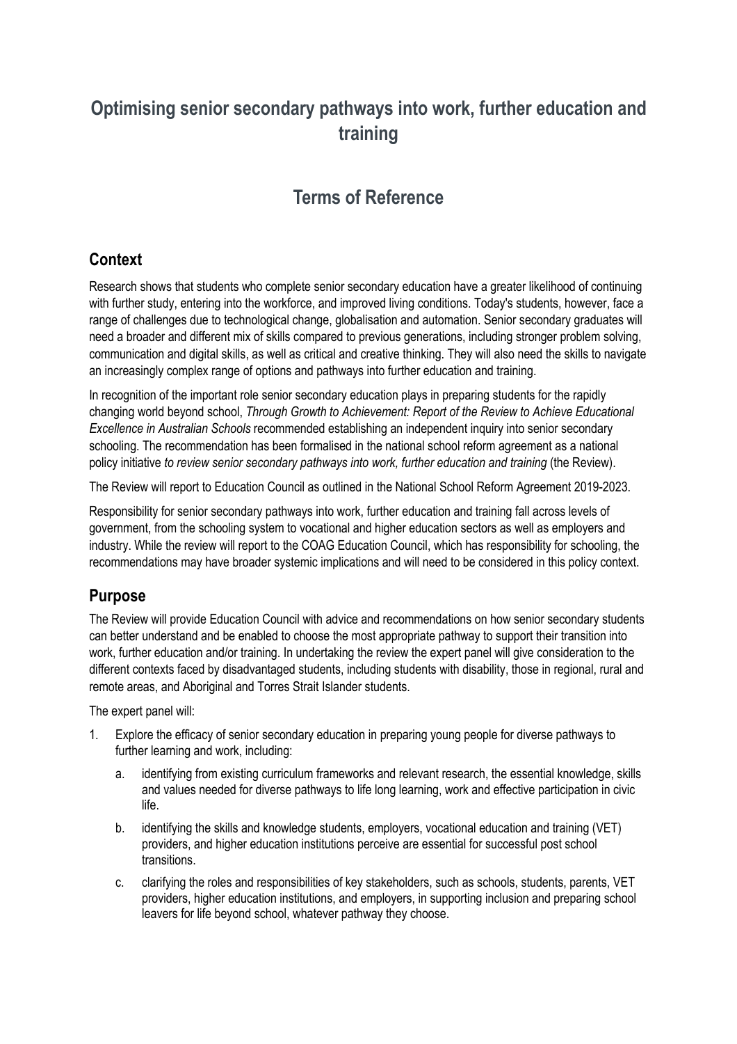# Optimising senior secondary pathways into work, further education and training

## Terms of Reference

### Context

Research shows that students who complete senior secondary education have a greater likelihood of continuing with further study, entering into the workforce, and improved living conditions. Today's students, however, face a range of challenges due to technological change, globalisation and automation. Senior secondary graduates will need a broader and different mix of skills compared to previous generations, including stronger problem solving, communication and digital skills, as well as critical and creative thinking. They will also need the skills to navigate an increasingly complex range of options and pathways into further education and training.

In recognition of the important role senior secondary education plays in preparing students for the rapidly changing world beyond school, *Through Growth to Achievement: Report of the Review to Achieve Educational Excellence in Australian Schools* recommended establishing an independent inquiry into senior secondary schooling. The recommendation has been formalised in the national school reform agreement as a national policy initiative *to review senior secondary pathways into work, further education and training* (the Review).

The Review will report to Education Council as outlined in the National School Reform Agreement 2019-2023.

Responsibility for senior secondary pathways into work, further education and training fall across levels of government, from the schooling system to vocational and higher education sectors as well as employers and industry. While the review will report to the COAG Education Council, which has responsibility for schooling, the recommendations may have broader systemic implications and will need to be considered in this policy context.

### Purpose

The Review will provide Education Council with advice and recommendations on how senior secondary students can better understand and be enabled to choose the most appropriate pathway to support their transition into work, further education and/or training. In undertaking the review the expert panel will give consideration to the different contexts faced by disadvantaged students, including students with disability, those in regional, rural and remote areas, and Aboriginal and Torres Strait Islander students.

The expert panel will:

1. Explore the efficacy of senior secondary education in preparing young people for diverse pathways to further learning and work, including:
   a. identifying from existing curriculum frameworks and relevant research, the essential knowledge, skills and values needed for diverse pathways to life long learning, work and effective participation in civic life.
   b. identifying the skills and knowledge students, employers, vocational education and training (VET) providers, and higher education institutions perceive are essential for successful post school transitions.
   c. clarifying the roles and responsibilities of key stakeholders, such as schools, students, parents, VET providers, higher education institutions, and employers, in supporting inclusion and preparing school leavers for life beyond school, whatever pathway they choose.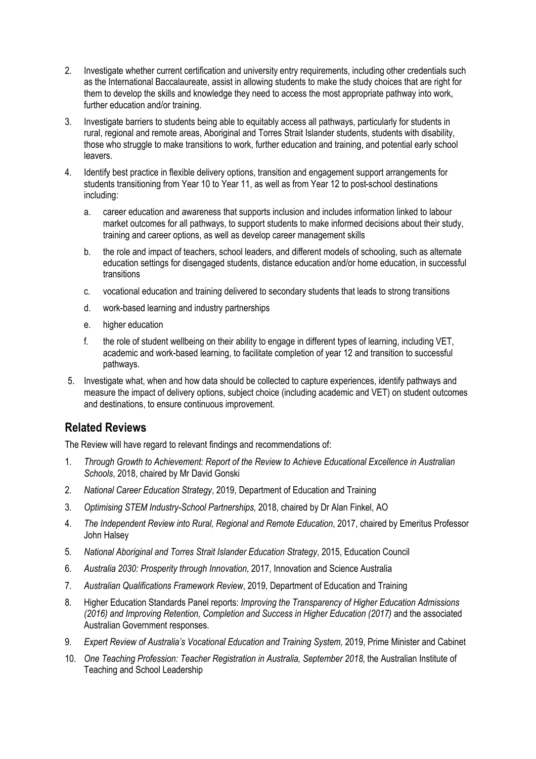2. Investigate whether current certification and university entry requirements, including other credentials such as the International Baccalaureate, assist in allowing students to make the study choices that are right for them to develop the skills and knowledge they need to access the most appropriate pathway into work, further education and/or training.
3. Investigate barriers to students being able to equitably access all pathways, particularly for students in rural, regional and remote areas, Aboriginal and Torres Strait Islander students, students with disability, those who struggle to make transitions to work, further education and training, and potential early school leavers.
4. Identify best practice in flexible delivery options, transition and engagement support arrangements for students transitioning from Year 10 to Year 11, as well as from Year 12 to post-school destinations including:
   a. career education and awareness that supports inclusion and includes information linked to labour market outcomes for all pathways, to support students to make informed decisions about their study, training and career options, as well as develop career management skills
   b. the role and impact of teachers, school leaders, and different models of schooling, such as alternate education settings for disengaged students, distance education and/or home education, in successful transitions
   c. vocational education and training delivered to secondary students that leads to strong transitions
   d. work-based learning and industry partnerships
   e. higher education
   f. the role of student wellbeing on their ability to engage in different types of learning, including VET, academic and work-based learning, to facilitate completion of year 12 and transition to successful pathways.
5. Investigate what, when and how data should be collected to capture experiences, identify pathways and measure the impact of delivery options, subject choice (including academic and VET) on student outcomes and destinations, to ensure continuous improvement.

## Related Reviews

The Review will have regard to relevant findings and recommendations of:

1. *Through Growth to Achievement: Report of the Review to Achieve Educational Excellence in Australian Schools*, 2018, chaired by Mr David Gonski
2. *National Career Education Strategy*, 2019, Department of Education and Training
3. *Optimising STEM Industry-School Partnerships,* 2018, chaired by Dr Alan Finkel, AO
4. *The Independent Review into Rural, Regional and Remote Education*, 2017, chaired by Emeritus Professor John Halsey
5. *National Aboriginal and Torres Strait Islander Education Strategy*, 2015, Education Council
6. *Australia 2030: Prosperity through Innovation*, 2017, Innovation and Science Australia
7. *Australian Qualifications Framework Review*, 2019, Department of Education and Training
8. Higher Education Standards Panel reports: *Improving the Transparency of Higher Education Admissions (2016) and Improving Retention, Completion and Success in Higher Education (2017)* and the associated Australian Government responses.
9. *Expert Review of Australia's Vocational Education and Training System,* 2019, Prime Minister and Cabinet
10. *One Teaching Profession: Teacher Registration in Australia, September 2018*, the Australian Institute of Teaching and School Leadership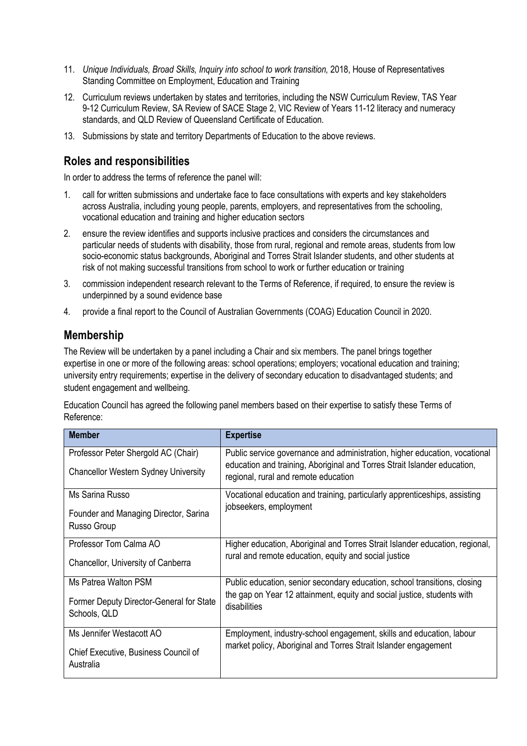11. *Unique Individuals, Broad Skills, Inquiry into school to work transition,* 2018, House of Representatives Standing Committee on Employment, Education and Training
12. Curriculum reviews undertaken by states and territories, including the NSW Curriculum Review, TAS Year 9-12 Curriculum Review, SA Review of SACE Stage 2, VIC Review of Years 11-12 literacy and numeracy standards, and QLD Review of Queensland Certificate of Education.
13. Submissions by state and territory Departments of Education to the above reviews.

## Roles and responsibilities

In order to address the terms of reference the panel will:

1. call for written submissions and undertake face to face consultations with experts and key stakeholders across Australia, including young people, parents, employers, and representatives from the schooling, vocational education and training and higher education sectors
2. ensure the review identifies and supports inclusive practices and considers the circumstances and particular needs of students with disability, those from rural, regional and remote areas, students from low socio-economic status backgrounds, Aboriginal and Torres Strait Islander students, and other students at risk of not making successful transitions from school to work or further education or training
3. commission independent research relevant to the Terms of Reference, if required, to ensure the review is underpinned by a sound evidence base
4. provide a final report to the Council of Australian Governments (COAG) Education Council in 2020.

## Membership

The Review will be undertaken by a panel including a Chair and six members. The panel brings together expertise in one or more of the following areas: school operations; employers; vocational education and training; university entry requirements; expertise in the delivery of secondary education to disadvantaged students; and student engagement and wellbeing.

Education Council has agreed the following panel members based on their expertise to satisfy these Terms of Reference:

| Member | Expertise |
|---|---|
| Professor Peter Shergold AC (Chair)<br>Chancellor Western Sydney University | Public service governance and administration, higher education, vocational education and training, Aboriginal and Torres Strait Islander education, regional, rural and remote education |
| Ms Sarina Russo<br>Founder and Managing Director, Sarina Russo Group | Vocational education and training, particularly apprenticeships, assisting jobseekers, employment |
| Professor Tom Calma AO<br>Chancellor, University of Canberra | Higher education, Aboriginal and Torres Strait Islander education, regional, rural and remote education, equity and social justice |
| Ms Patrea Walton PSM<br>Former Deputy Director-General for State Schools, QLD | Public education, senior secondary education, school transitions, closing the gap on Year 12 attainment, equity and social justice, students with disabilities |
| Ms Jennifer Westacott AO<br>Chief Executive, Business Council of Australia | Employment, industry-school engagement, skills and education, labour market policy, Aboriginal and Torres Strait Islander engagement |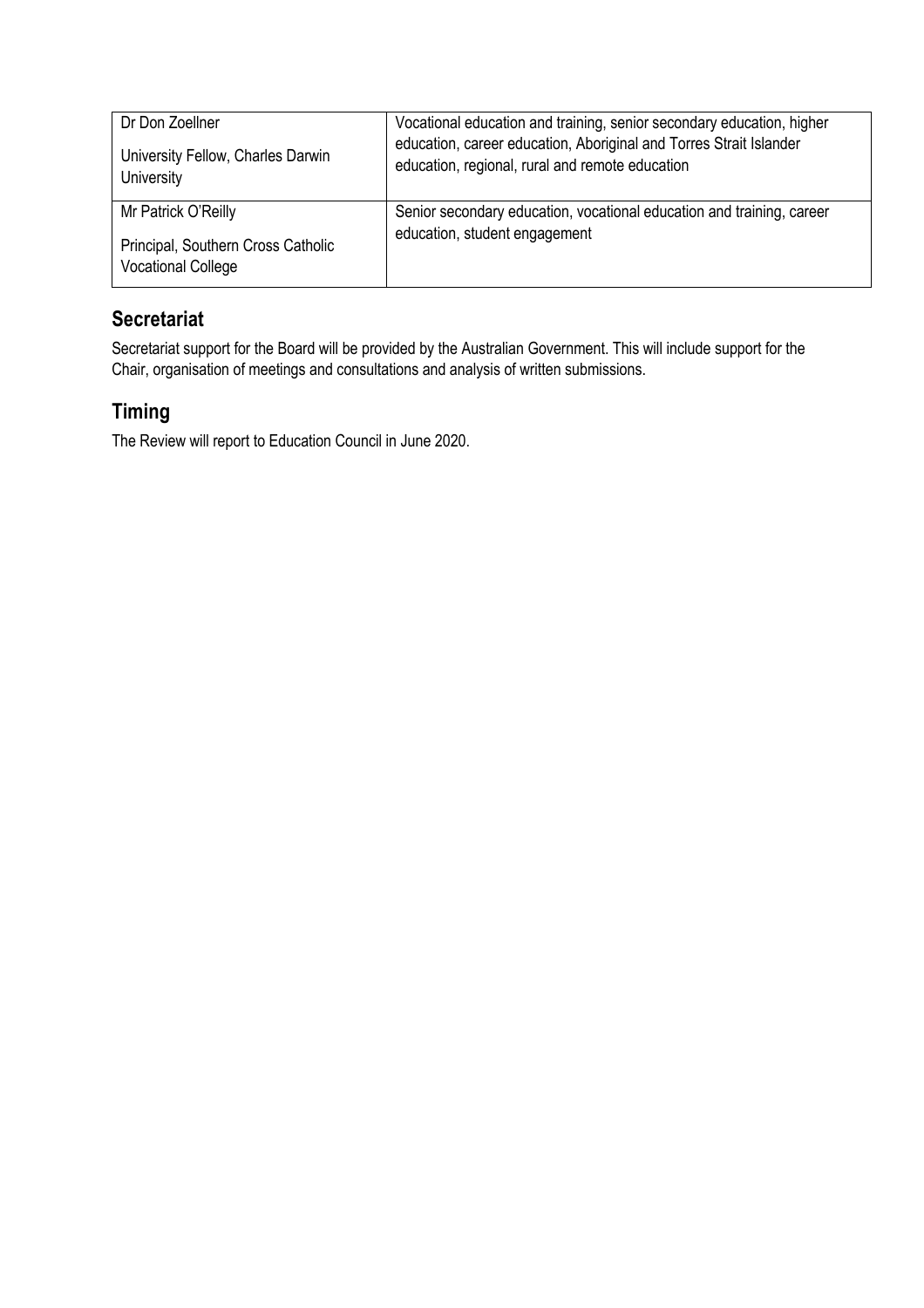| | |
|---|---|
| Dr Don Zoellner<br><br>University Fellow, Charles Darwin University | Vocational education and training, senior secondary education, higher education, career education, Aboriginal and Torres Strait Islander education, regional, rural and remote education |
| Mr Patrick O'Reilly<br><br>Principal, Southern Cross Catholic Vocational College | Senior secondary education, vocational education and training, career education, student engagement |

## Secretariat

Secretariat support for the Board will be provided by the Australian Government. This will include support for the Chair, organisation of meetings and consultations and analysis of written submissions.

## Timing

The Review will report to Education Council in June 2020.